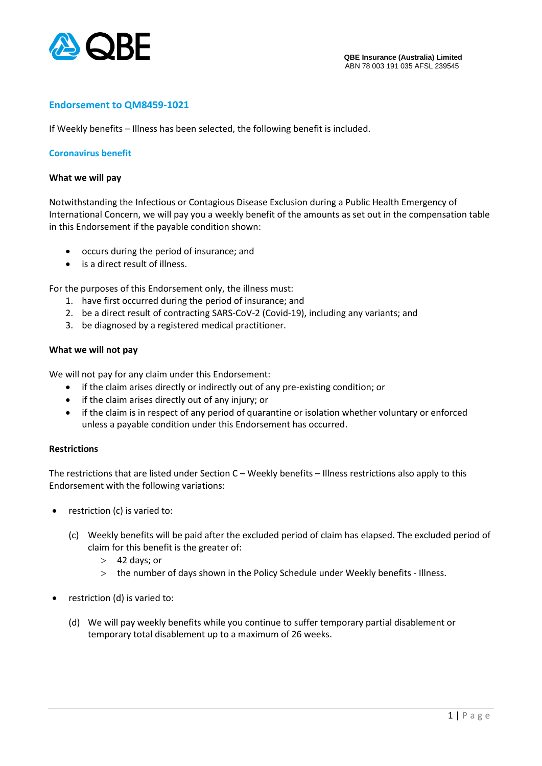QBE Insurance (Australia) Limited
ABN 78 003 191 035 AFSL 239545

## Endorsement to QM8459-1021

If Weekly benefits – Illness has been selected, the following benefit is included.

### Coronavirus benefit

**What we will pay**

Notwithstanding the Infectious or Contagious Disease Exclusion during a Public Health Emergency of International Concern, we will pay you a weekly benefit of the amounts as set out in the compensation table in this Endorsement if the payable condition shown:

- occurs during the period of insurance; and
- is a direct result of illness.

For the purposes of this Endorsement only, the illness must:

1. have first occurred during the period of insurance; and
2. be a direct result of contracting SARS-CoV-2 (Covid-19), including any variants; and
3. be diagnosed by a registered medical practitioner.

**What we will not pay**

We will not pay for any claim under this Endorsement:

- if the claim arises directly or indirectly out of any pre-existing condition; or
- if the claim arises directly out of any injury; or
- if the claim is in respect of any period of quarantine or isolation whether voluntary or enforced unless a payable condition under this Endorsement has occurred.

**Restrictions**

The restrictions that are listed under Section C – Weekly benefits – Illness restrictions also apply to this Endorsement with the following variations:

- restriction (c) is varied to:

  (c) Weekly benefits will be paid after the excluded period of claim has elapsed. The excluded period of claim for this benefit is the greater of:
  > 42 days; or
  > the number of days shown in the Policy Schedule under Weekly benefits - Illness.

- restriction (d) is varied to:

  (d) We will pay weekly benefits while you continue to suffer temporary partial disablement or temporary total disablement up to a maximum of 26 weeks.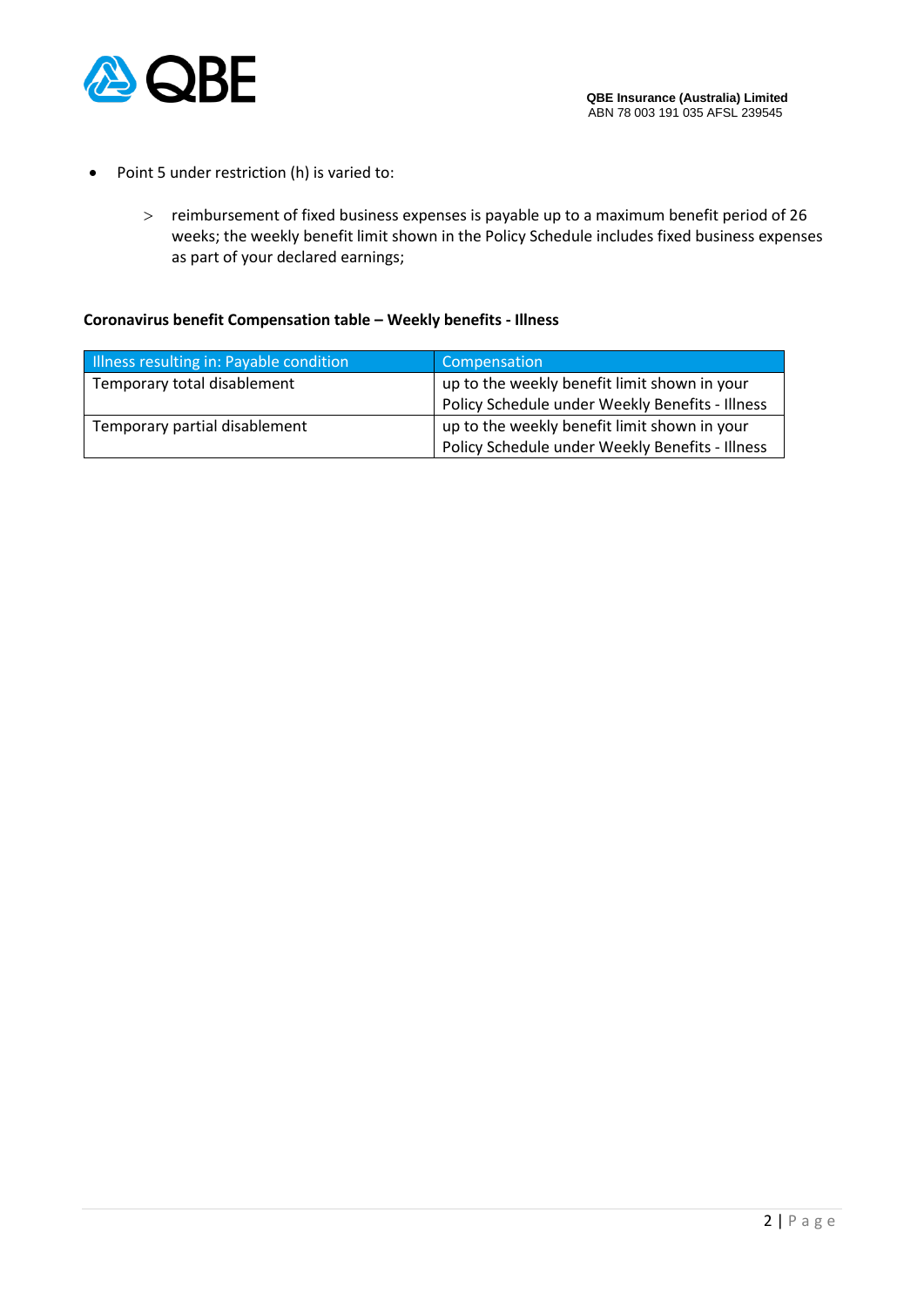- Point 5 under restriction (h) is varied to:

  > reimbursement of fixed business expenses is payable up to a maximum benefit period of 26 weeks; the weekly benefit limit shown in the Policy Schedule includes fixed business expenses as part of your declared earnings;

**Coronavirus benefit Compensation table – Weekly benefits - Illness**

| Illness resulting in: Payable condition | Compensation |
| --- | --- |
| Temporary total disablement | up to the weekly benefit limit shown in your Policy Schedule under Weekly Benefits - Illness |
| Temporary partial disablement | up to the weekly benefit limit shown in your Policy Schedule under Weekly Benefits - Illness |